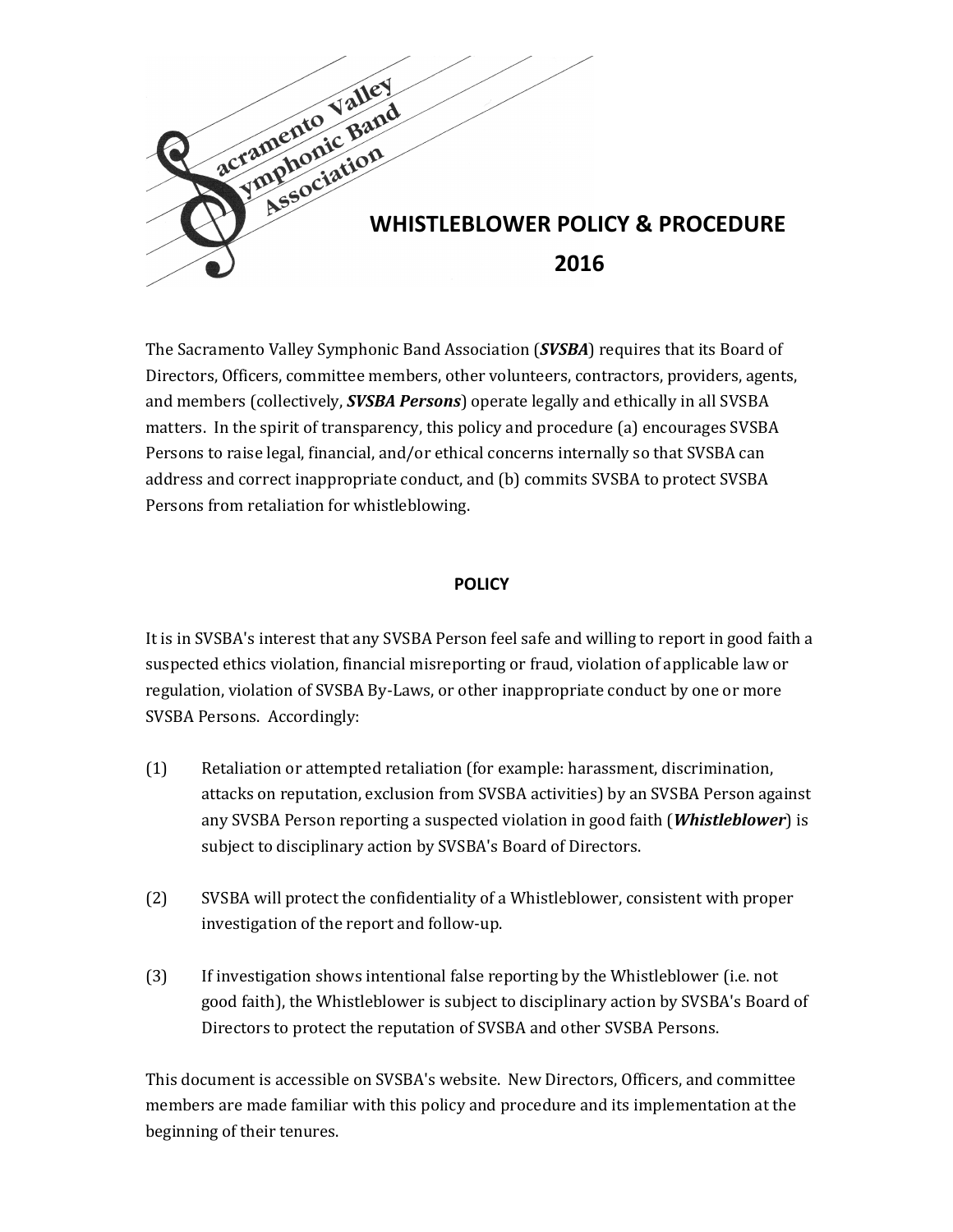Sacramento Valley Symphonic Band Association

# WHISTLEBLOWER POLICY & PROCEDURE 2016

The Sacramento Valley Symphonic Band Association (***SVSBA***) requires that its Board of Directors, Officers, committee members, other volunteers, contractors, providers, agents, and members (collectively, ***SVSBA Persons***) operate legally and ethically in all SVSBA matters. In the spirit of transparency, this policy and procedure (a) encourages SVSBA Persons to raise legal, financial, and/or ethical concerns internally so that SVSBA can address and correct inappropriate conduct, and (b) commits SVSBA to protect SVSBA Persons from retaliation for whistleblowing.

## POLICY

It is in SVSBA's interest that any SVSBA Person feel safe and willing to report in good faith a suspected ethics violation, financial misreporting or fraud, violation of applicable law or regulation, violation of SVSBA By-Laws, or other inappropriate conduct by one or more SVSBA Persons. Accordingly:

(1) Retaliation or attempted retaliation (for example: harassment, discrimination, attacks on reputation, exclusion from SVSBA activities) by an SVSBA Person against any SVSBA Person reporting a suspected violation in good faith (***Whistleblower***) is subject to disciplinary action by SVSBA's Board of Directors.

(2) SVSBA will protect the confidentiality of a Whistleblower, consistent with proper investigation of the report and follow-up.

(3) If investigation shows intentional false reporting by the Whistleblower (i.e. not good faith), the Whistleblower is subject to disciplinary action by SVSBA's Board of Directors to protect the reputation of SVSBA and other SVSBA Persons.

This document is accessible on SVSBA's website. New Directors, Officers, and committee members are made familiar with this policy and procedure and its implementation at the beginning of their tenures.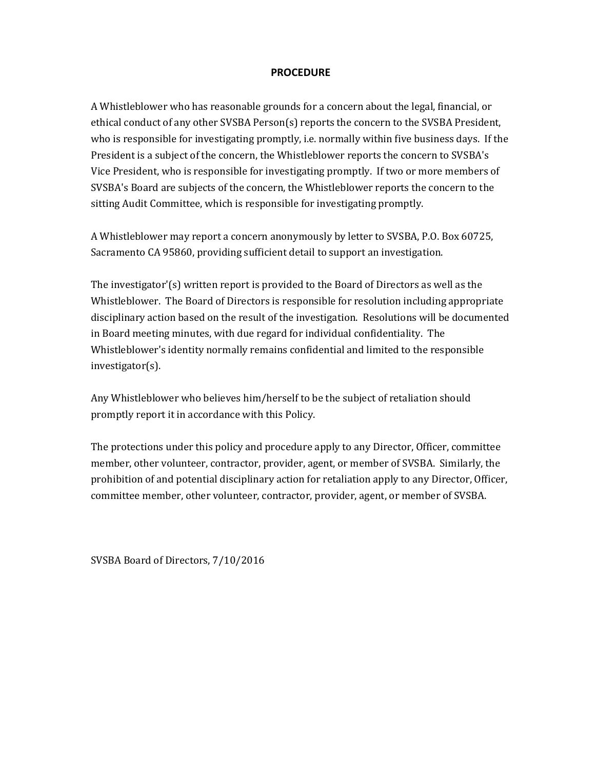## PROCEDURE

A Whistleblower who has reasonable grounds for a concern about the legal, financial, or ethical conduct of any other SVSBA Person(s) reports the concern to the SVSBA President, who is responsible for investigating promptly, i.e. normally within five business days. If the President is a subject of the concern, the Whistleblower reports the concern to SVSBA's Vice President, who is responsible for investigating promptly. If two or more members of SVSBA's Board are subjects of the concern, the Whistleblower reports the concern to the sitting Audit Committee, which is responsible for investigating promptly.

A Whistleblower may report a concern anonymously by letter to SVSBA, P.O. Box 60725, Sacramento CA 95860, providing sufficient detail to support an investigation.

The investigator'(s) written report is provided to the Board of Directors as well as the Whistleblower. The Board of Directors is responsible for resolution including appropriate disciplinary action based on the result of the investigation. Resolutions will be documented in Board meeting minutes, with due regard for individual confidentiality. The Whistleblower's identity normally remains confidential and limited to the responsible investigator(s).

Any Whistleblower who believes him/herself to be the subject of retaliation should promptly report it in accordance with this Policy.

The protections under this policy and procedure apply to any Director, Officer, committee member, other volunteer, contractor, provider, agent, or member of SVSBA. Similarly, the prohibition of and potential disciplinary action for retaliation apply to any Director, Officer, committee member, other volunteer, contractor, provider, agent, or member of SVSBA.

SVSBA Board of Directors, 7/10/2016